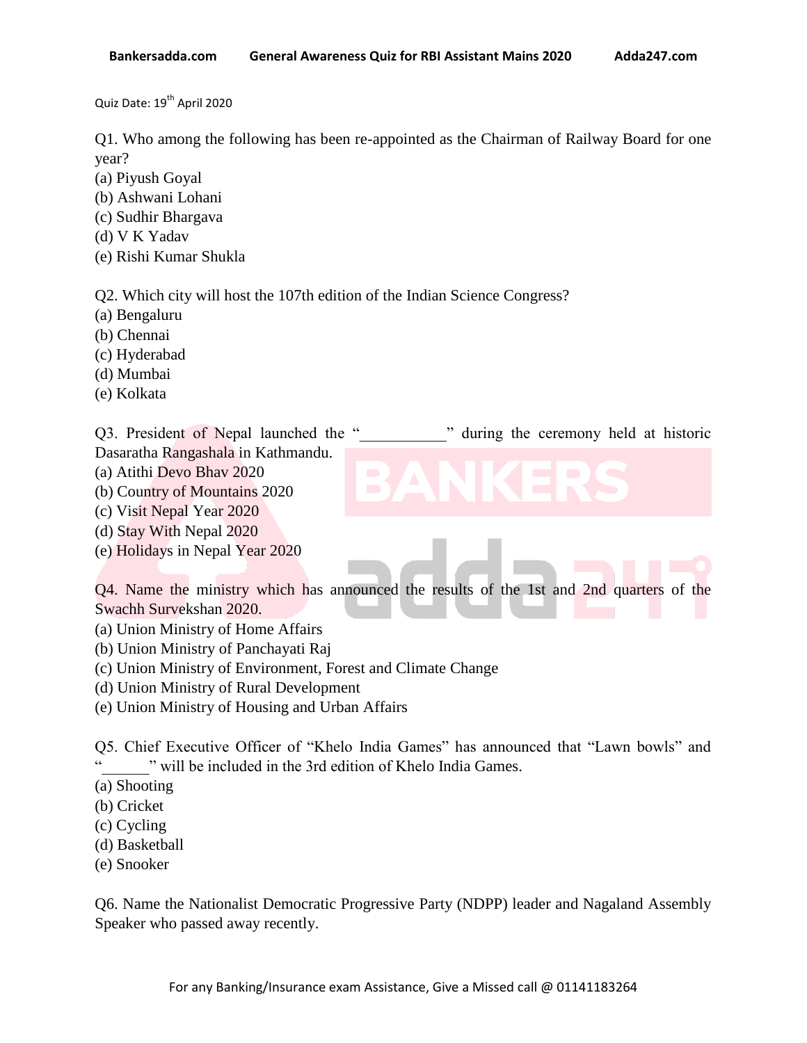Quiz Date: 19th April 2020

Q1. Who among the following has been re-appointed as the Chairman of Railway Board for one year?
(a) Piyush Goyal
(b) Ashwani Lohani
(c) Sudhir Bhargava
(d) V K Yadav
(e) Rishi Kumar Shukla

Q2. Which city will host the 107th edition of the Indian Science Congress?
(a) Bengaluru
(b) Chennai
(c) Hyderabad
(d) Mumbai
(e) Kolkata

Q3. President of Nepal launched the "__________" during the ceremony held at historic Dasaratha Rangashala in Kathmandu.
(a) Atithi Devo Bhav 2020
(b) Country of Mountains 2020
(c) Visit Nepal Year 2020
(d) Stay With Nepal 2020
(e) Holidays in Nepal Year 2020

Q4. Name the ministry which has announced the results of the 1st and 2nd quarters of the Swachh Survekshan 2020.
(a) Union Ministry of Home Affairs
(b) Union Ministry of Panchayati Raj
(c) Union Ministry of Environment, Forest and Climate Change
(d) Union Ministry of Rural Development
(e) Union Ministry of Housing and Urban Affairs

Q5. Chief Executive Officer of "Khelo India Games" has announced that "Lawn bowls" and "______" will be included in the 3rd edition of Khelo India Games.
(a) Shooting
(b) Cricket
(c) Cycling
(d) Basketball
(e) Snooker

Q6. Name the Nationalist Democratic Progressive Party (NDPP) leader and Nagaland Assembly Speaker who passed away recently.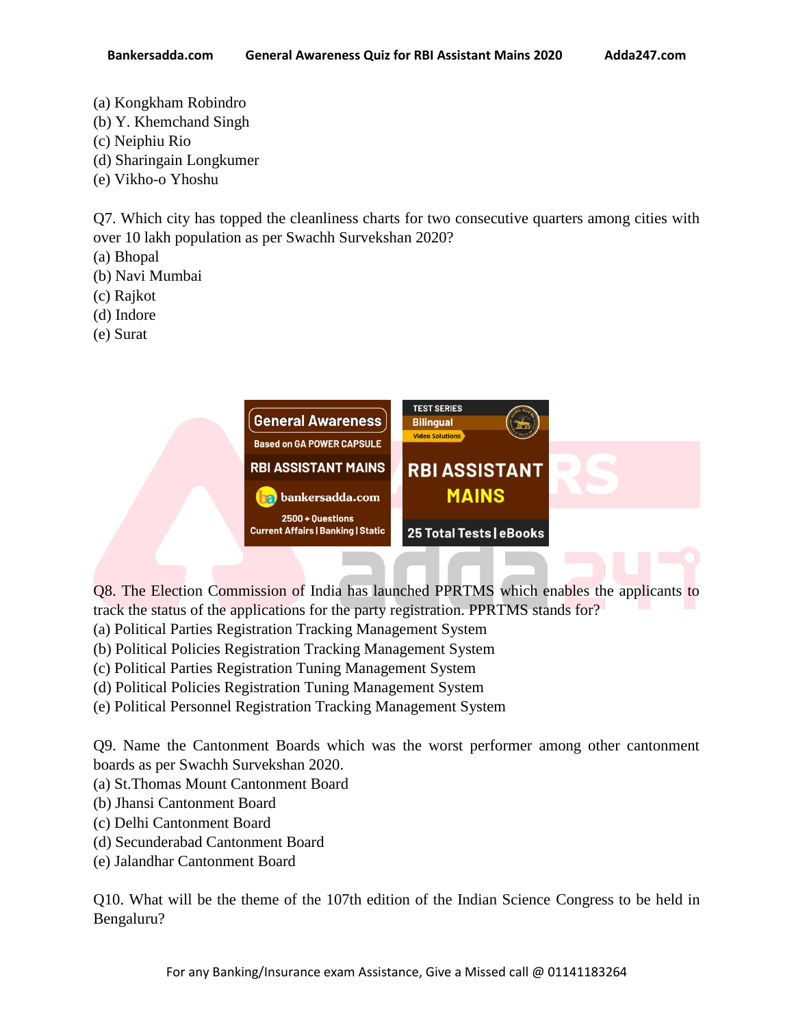(a) Kongkham Robindro
(b) Y. Khemchand Singh
(c) Neiphiu Rio
(d) Sharingain Longkumer
(e) Vikho-o Yhoshu

Q7. Which city has topped the cleanliness charts for two consecutive quarters among cities with over 10 lakh population as per Swachh Survekshan 2020?
(a) Bhopal
(b) Navi Mumbai
(c) Rajkot
(d) Indore
(e) Surat

Q8. The Election Commission of India has launched PPRTMS which enables the applicants to track the status of the applications for the party registration. PPRTMS stands for?
(a) Political Parties Registration Tracking Management System
(b) Political Policies Registration Tracking Management System
(c) Political Parties Registration Tuning Management System
(d) Political Policies Registration Tuning Management System
(e) Political Personnel Registration Tracking Management System

Q9. Name the Cantonment Boards which was the worst performer among other cantonment boards as per Swachh Survekshan 2020.
(a) St.Thomas Mount Cantonment Board
(b) Jhansi Cantonment Board
(c) Delhi Cantonment Board
(d) Secunderabad Cantonment Board
(e) Jalandhar Cantonment Board

Q10. What will be the theme of the 107th edition of the Indian Science Congress to be held in Bengaluru?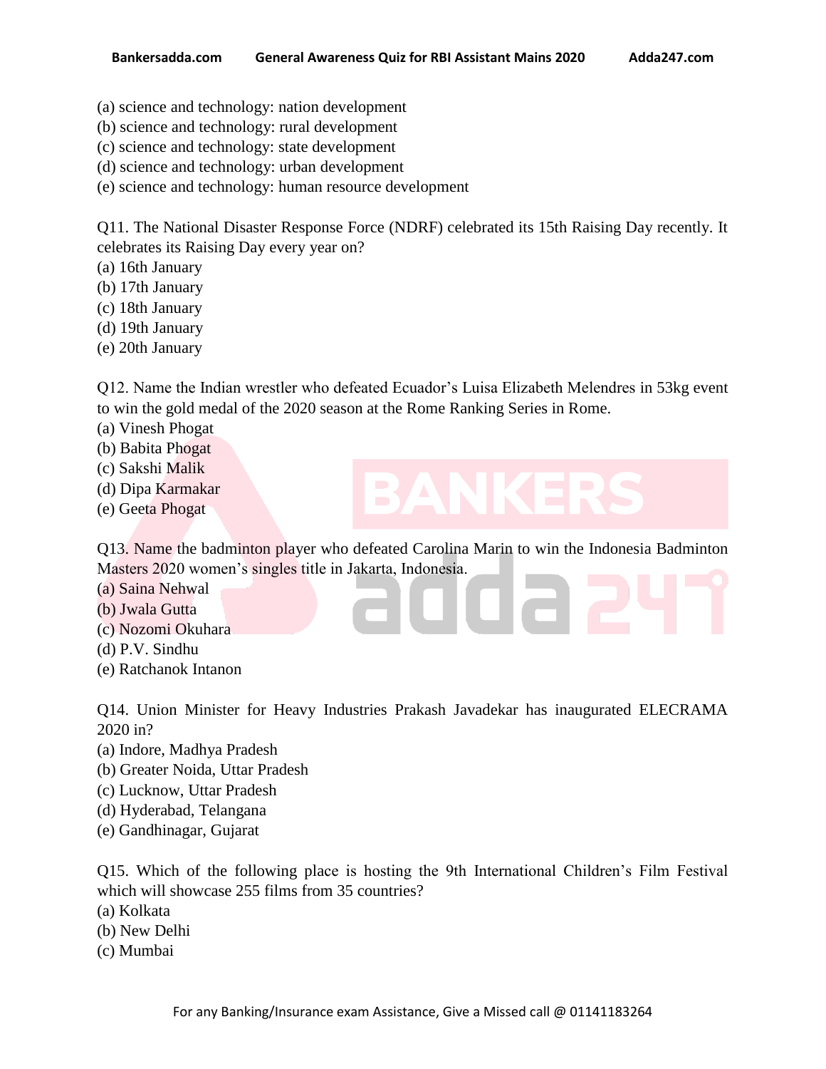(a) science and technology: nation development
(b) science and technology: rural development
(c) science and technology: state development
(d) science and technology: urban development
(e) science and technology: human resource development

Q11. The National Disaster Response Force (NDRF) celebrated its 15th Raising Day recently. It celebrates its Raising Day every year on?
(a) 16th January
(b) 17th January
(c) 18th January
(d) 19th January
(e) 20th January

Q12. Name the Indian wrestler who defeated Ecuador's Luisa Elizabeth Melendres in 53kg event to win the gold medal of the 2020 season at the Rome Ranking Series in Rome.
(a) Vinesh Phogat
(b) Babita Phogat
(c) Sakshi Malik
(d) Dipa Karmakar
(e) Geeta Phogat

Q13. Name the badminton player who defeated Carolina Marin to win the Indonesia Badminton Masters 2020 women's singles title in Jakarta, Indonesia.
(a) Saina Nehwal
(b) Jwala Gutta
(c) Nozomi Okuhara
(d) P.V. Sindhu
(e) Ratchanok Intanon

Q14. Union Minister for Heavy Industries Prakash Javadekar has inaugurated ELECRAMA 2020 in?
(a) Indore, Madhya Pradesh
(b) Greater Noida, Uttar Pradesh
(c) Lucknow, Uttar Pradesh
(d) Hyderabad, Telangana
(e) Gandhinagar, Gujarat

Q15. Which of the following place is hosting the 9th International Children's Film Festival which will showcase 255 films from 35 countries?
(a) Kolkata
(b) New Delhi
(c) Mumbai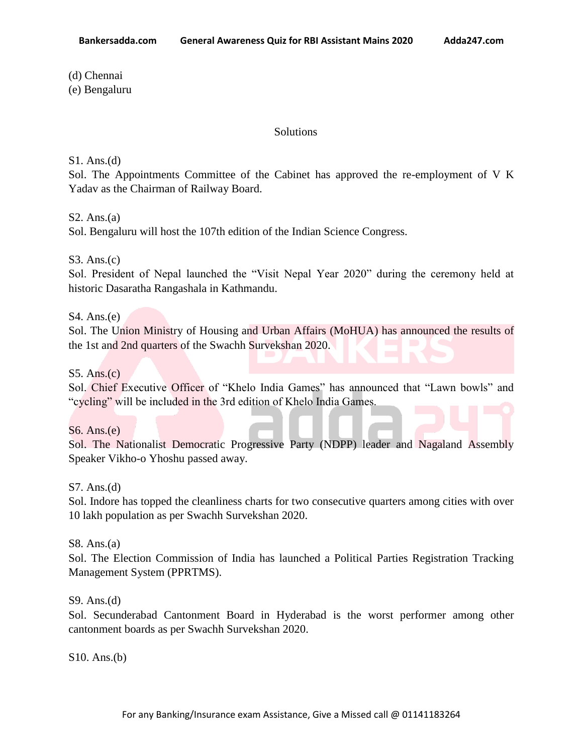(d) Chennai
(e) Bengaluru

## Solutions

S1. Ans.(d)
Sol. The Appointments Committee of the Cabinet has approved the re-employment of V K Yadav as the Chairman of Railway Board.

S2. Ans.(a)
Sol. Bengaluru will host the 107th edition of the Indian Science Congress.

S3. Ans.(c)
Sol. President of Nepal launched the "Visit Nepal Year 2020" during the ceremony held at historic Dasaratha Rangashala in Kathmandu.

S4. Ans.(e)
Sol. The Union Ministry of Housing and Urban Affairs (MoHUA) has announced the results of the 1st and 2nd quarters of the Swachh Survekshan 2020.

S5. Ans.(c)
Sol. Chief Executive Officer of "Khelo India Games" has announced that "Lawn bowls" and "cycling" will be included in the 3rd edition of Khelo India Games.

S6. Ans.(e)
Sol. The Nationalist Democratic Progressive Party (NDPP) leader and Nagaland Assembly Speaker Vikho-o Yhoshu passed away.

S7. Ans.(d)
Sol. Indore has topped the cleanliness charts for two consecutive quarters among cities with over 10 lakh population as per Swachh Survekshan 2020.

S8. Ans.(a)
Sol. The Election Commission of India has launched a Political Parties Registration Tracking Management System (PPRTMS).

S9. Ans.(d)
Sol. Secunderabad Cantonment Board in Hyderabad is the worst performer among other cantonment boards as per Swachh Survekshan 2020.

S10. Ans.(b)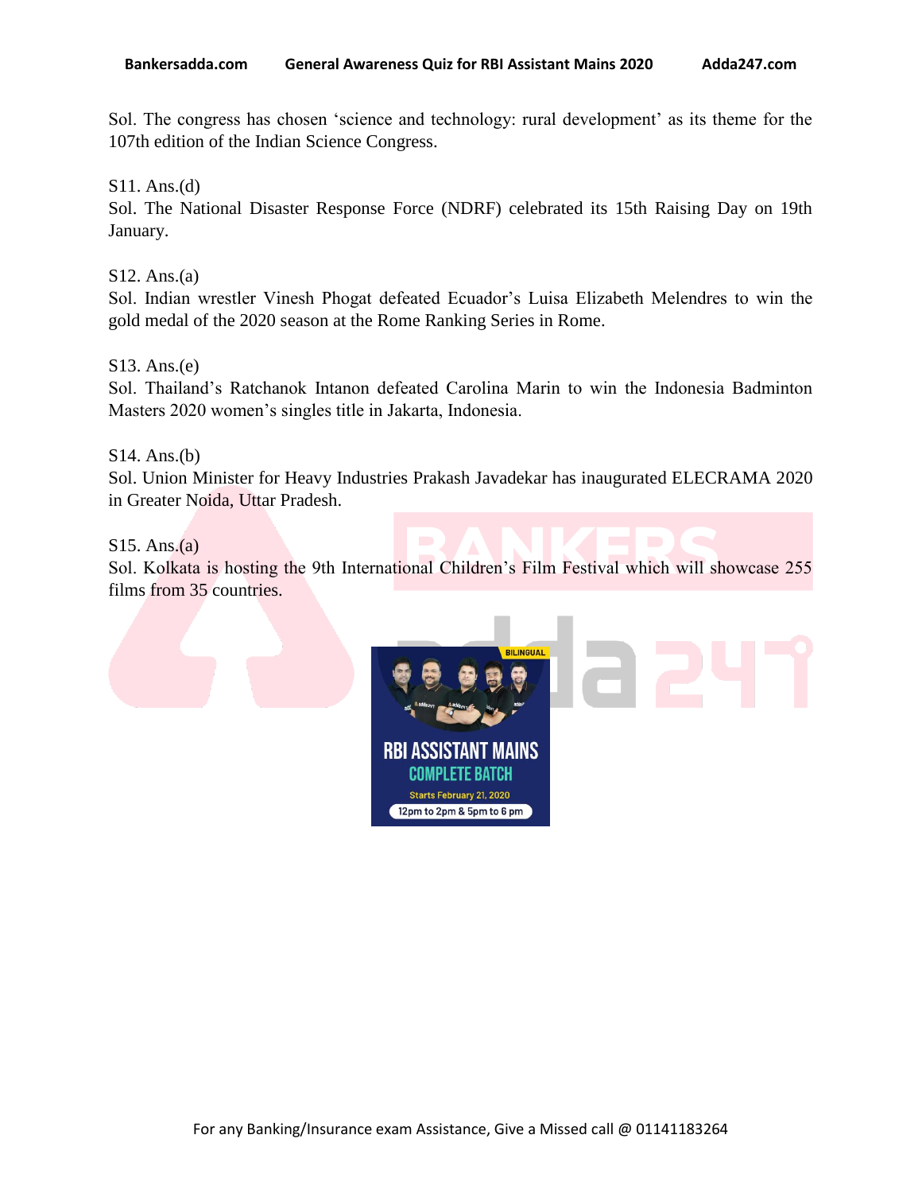Sol. The congress has chosen 'science and technology: rural development' as its theme for the 107th edition of the Indian Science Congress.

S11. Ans.(d)
Sol. The National Disaster Response Force (NDRF) celebrated its 15th Raising Day on 19th January.

S12. Ans.(a)
Sol. Indian wrestler Vinesh Phogat defeated Ecuador's Luisa Elizabeth Melendres to win the gold medal of the 2020 season at the Rome Ranking Series in Rome.

S13. Ans.(e)
Sol. Thailand's Ratchanok Intanon defeated Carolina Marin to win the Indonesia Badminton Masters 2020 women's singles title in Jakarta, Indonesia.

S14. Ans.(b)
Sol. Union Minister for Heavy Industries Prakash Javadekar has inaugurated ELECRAMA 2020 in Greater Noida, Uttar Pradesh.

S15. Ans.(a)
Sol. Kolkata is hosting the 9th International Children's Film Festival which will showcase 255 films from 35 countries.